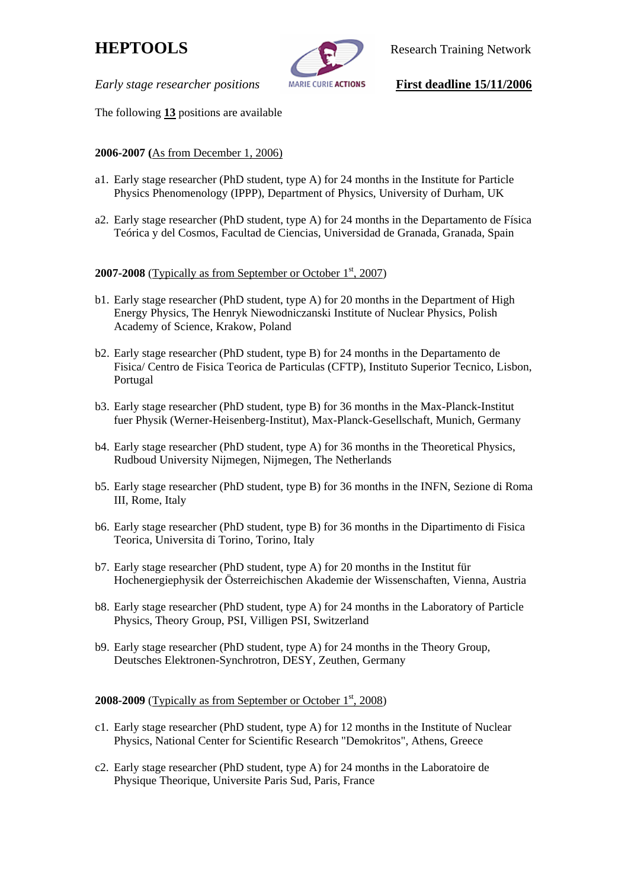# HEPTOOLS

Research Training Network

*Early stage researcher positions*

**First deadline 15/11/2006**

The following **13** positions are available

**2006-2007 (**As from December 1, 2006)

a1. Early stage researcher (PhD student, type A) for 24 months in the Institute for Particle Physics Phenomenology (IPPP), Department of Physics, University of Durham, UK

a2. Early stage researcher (PhD student, type A) for 24 months in the Departamento de Física Teórica y del Cosmos, Facultad de Ciencias, Universidad de Granada, Granada, Spain

**2007-2008** (Typically as from September or October 1st, 2007)

b1. Early stage researcher (PhD student, type A) for 20 months in the Department of High Energy Physics, The Henryk Niewodniczanski Institute of Nuclear Physics, Polish Academy of Science, Krakow, Poland

b2. Early stage researcher (PhD student, type B) for 24 months in the Departamento de Fisica/ Centro de Fisica Teorica de Particulas (CFTP), Instituto Superior Tecnico, Lisbon, Portugal

b3. Early stage researcher (PhD student, type B) for 36 months in the Max-Planck-Institut fuer Physik (Werner-Heisenberg-Institut), Max-Planck-Gesellschaft, Munich, Germany

b4. Early stage researcher (PhD student, type A) for 36 months in the Theoretical Physics, Rudboud University Nijmegen, Nijmegen, The Netherlands

b5. Early stage researcher (PhD student, type B) for 36 months in the INFN, Sezione di Roma III, Rome, Italy

b6. Early stage researcher (PhD student, type B) for 36 months in the Dipartimento di Fisica Teorica, Universita di Torino, Torino, Italy

b7. Early stage researcher (PhD student, type A) for 20 months in the Institut für Hochenergiephysik der Österreichischen Akademie der Wissenschaften, Vienna, Austria

b8. Early stage researcher (PhD student, type A) for 24 months in the Laboratory of Particle Physics, Theory Group, PSI, Villigen PSI, Switzerland

b9. Early stage researcher (PhD student, type A) for 24 months in the Theory Group, Deutsches Elektronen-Synchrotron, DESY, Zeuthen, Germany

**2008-2009** (Typically as from September or October 1st, 2008)

c1. Early stage researcher (PhD student, type A) for 12 months in the Institute of Nuclear Physics, National Center for Scientific Research "Demokritos", Athens, Greece

c2. Early stage researcher (PhD student, type A) for 24 months in the Laboratoire de Physique Theorique, Universite Paris Sud, Paris, France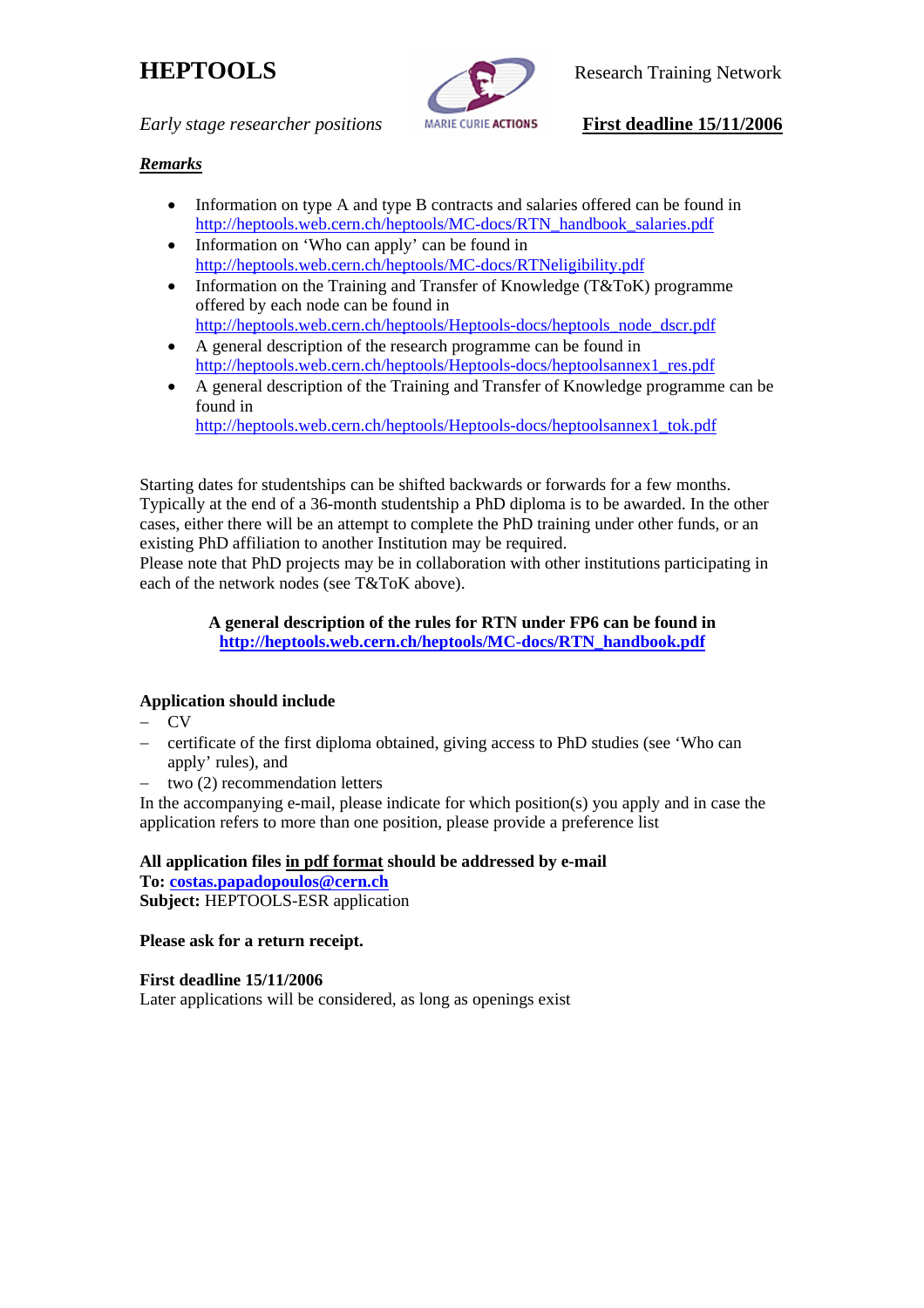# HEPTOOLS

Research Training Network

*Early stage researcher positions*

MARIE CURIE ACTIONS

**First deadline 15/11/2006**

***Remarks***

- Information on type A and type B contracts and salaries offered can be found in http://heptools.web.cern.ch/heptools/MC-docs/RTN_handbook_salaries.pdf
- Information on 'Who can apply' can be found in http://heptools.web.cern.ch/heptools/MC-docs/RTNeligibility.pdf
- Information on the Training and Transfer of Knowledge (T&ToK) programme offered by each node can be found in http://heptools.web.cern.ch/heptools/Heptools-docs/heptools_node_dscr.pdf
- A general description of the research programme can be found in http://heptools.web.cern.ch/heptools/Heptools-docs/heptoolsannex1_res.pdf
- A general description of the Training and Transfer of Knowledge programme can be found in http://heptools.web.cern.ch/heptools/Heptools-docs/heptoolsannex1_tok.pdf

Starting dates for studentships can be shifted backwards or forwards for a few months. Typically at the end of a 36-month studentship a PhD diploma is to be awarded. In the other cases, either there will be an attempt to complete the PhD training under other funds, or an existing PhD affiliation to another Institution may be required.
Please note that PhD projects may be in collaboration with other institutions participating in each of the network nodes (see T&ToK above).

**A general description of the rules for RTN under FP6 can be found in http://heptools.web.cern.ch/heptools/MC-docs/RTN_handbook.pdf**

**Application should include**

- CV
- certificate of the first diploma obtained, giving access to PhD studies (see 'Who can apply' rules), and
- two (2) recommendation letters

In the accompanying e-mail, please indicate for which position(s) you apply and in case the application refers to more than one position, please provide a preference list

**All application files in pdf format should be addressed by e-mail**
**To:** **costas.papadopoulos@cern.ch**
**Subject:** HEPTOOLS-ESR application

**Please ask for a return receipt.**

**First deadline 15/11/2006**
Later applications will be considered, as long as openings exist